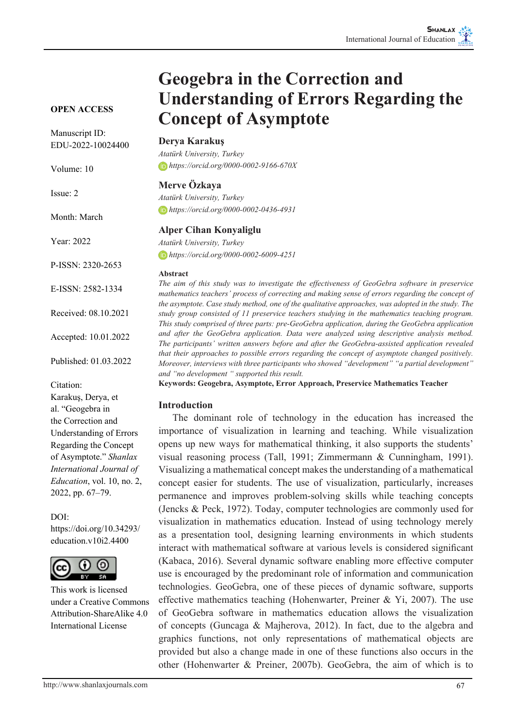# Geogebra in the Correction and Understanding of Errors Regarding the Concept of Asymptote

**OPEN ACCESS**

Manuscript ID: EDU-2022-10024400

Volume: 10

Issue: 2

Month: March

Year: 2022

P-ISSN: 2320-2653

E-ISSN: 2582-1334

Received: 08.10.2021

Accepted: 10.01.2022

Published: 01.03.2022

Citation:
Karakuş, Derya, et al. "Geogebra in the Correction and Understanding of Errors Regarding the Concept of Asymptote." *Shanlax International Journal of Education*, vol. 10, no. 2, 2022, pp. 67–79.

DOI:
https://doi.org/10.34293/education.v10i2.4400

This work is licensed under a Creative Commons Attribution-ShareAlike 4.0 International License

**Derya Karakuş**
*Atatürk University, Turkey*
*https://orcid.org/0000-0002-9166-670X*

**Merve Özkaya**
*Atatürk University, Turkey*
*https://orcid.org/0000-0002-0436-4931*

**Alper Cihan Konyaliglu**
*Atatürk University, Turkey*
*https://orcid.org/0000-0002-6009-4251*

**Abstract**

*The aim of this study was to investigate the effectiveness of GeoGebra software in preservice mathematics teachers' process of correcting and making sense of errors regarding the concept of the asymptote. Case study method, one of the qualitative approaches, was adopted in the study. The study group consisted of 11 preservice teachers studying in the mathematics teaching program. This study comprised of three parts: pre-GeoGebra application, during the GeoGebra application and after the GeoGebra application. Data were analyzed using descriptive analysis method. The participants' written answers before and after the GeoGebra-assisted application revealed that their approaches to possible errors regarding the concept of asymptote changed positively. Moreover, interviews with three participants who showed "development" "a partial development" and "no development " supported this result.*

**Keywords: Geogebra, Asymptote, Error Approach, Preservice Mathematics Teacher**

## Introduction

The dominant role of technology in the education has increased the importance of visualization in learning and teaching. While visualization opens up new ways for mathematical thinking, it also supports the students' visual reasoning process (Tall, 1991; Zimmermann & Cunningham, 1991). Visualizing a mathematical concept makes the understanding of a mathematical concept easier for students. The use of visualization, particularly, increases permanence and improves problem-solving skills while teaching concepts (Jencks & Peck, 1972). Today, computer technologies are commonly used for visualization in mathematics education. Instead of using technology merely as a presentation tool, designing learning environments in which students interact with mathematical software at various levels is considered significant (Kabaca, 2016). Several dynamic software enabling more effective computer use is encouraged by the predominant role of information and communication technologies. GeoGebra, one of these pieces of dynamic software, supports effective mathematics teaching (Hohenwarter, Preiner & Yi, 2007). The use of GeoGebra software in mathematics education allows the visualization of concepts (Guncaga & Majherova, 2012). In fact, due to the algebra and graphics functions, not only representations of mathematical objects are provided but also a change made in one of these functions also occurs in the other (Hohenwarter & Preiner, 2007b). GeoGebra, the aim of which is to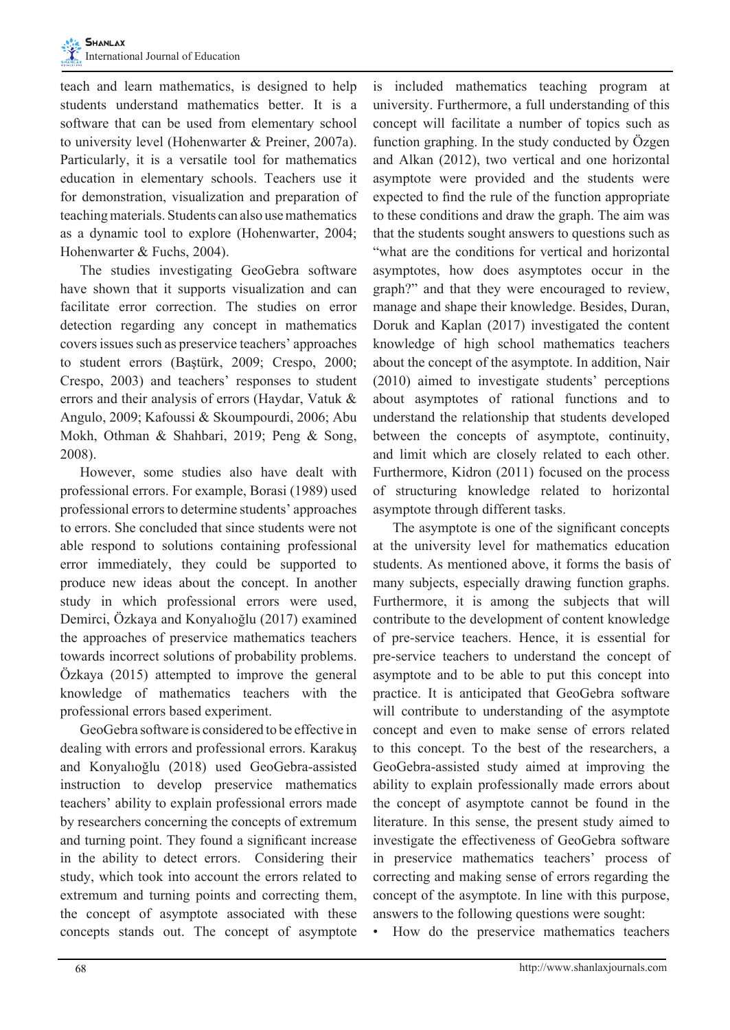teach and learn mathematics, is designed to help students understand mathematics better. It is a software that can be used from elementary school to university level (Hohenwarter & Preiner, 2007a). Particularly, it is a versatile tool for mathematics education in elementary schools. Teachers use it for demonstration, visualization and preparation of teaching materials. Students can also use mathematics as a dynamic tool to explore (Hohenwarter, 2004; Hohenwarter & Fuchs, 2004).

The studies investigating GeoGebra software have shown that it supports visualization and can facilitate error correction. The studies on error detection regarding any concept in mathematics covers issues such as preservice teachers' approaches to student errors (Baştürk, 2009; Crespo, 2000; Crespo, 2003) and teachers' responses to student errors and their analysis of errors (Haydar, Vatuk & Angulo, 2009; Kafoussi & Skoumpourdi, 2006; Abu Mokh, Othman & Shahbari, 2019; Peng & Song, 2008).

However, some studies also have dealt with professional errors. For example, Borasi (1989) used professional errors to determine students' approaches to errors. She concluded that since students were not able respond to solutions containing professional error immediately, they could be supported to produce new ideas about the concept. In another study in which professional errors were used, Demirci, Özkaya and Konyalıoğlu (2017) examined the approaches of preservice mathematics teachers towards incorrect solutions of probability problems. Özkaya (2015) attempted to improve the general knowledge of mathematics teachers with the professional errors based experiment.

GeoGebra software is considered to be effective in dealing with errors and professional errors. Karakuş and Konyalıoğlu (2018) used GeoGebra-assisted instruction to develop preservice mathematics teachers' ability to explain professional errors made by researchers concerning the concepts of extremum and turning point. They found a significant increase in the ability to detect errors. Considering their study, which took into account the errors related to extremum and turning points and correcting them, the concept of asymptote associated with these concepts stands out. The concept of asymptote is included mathematics teaching program at university. Furthermore, a full understanding of this concept will facilitate a number of topics such as function graphing. In the study conducted by Özgen and Alkan (2012), two vertical and one horizontal asymptote were provided and the students were expected to find the rule of the function appropriate to these conditions and draw the graph. The aim was that the students sought answers to questions such as "what are the conditions for vertical and horizontal asymptotes, how does asymptotes occur in the graph?" and that they were encouraged to review, manage and shape their knowledge. Besides, Duran, Doruk and Kaplan (2017) investigated the content knowledge of high school mathematics teachers about the concept of the asymptote. In addition, Nair (2010) aimed to investigate students' perceptions about asymptotes of rational functions and to understand the relationship that students developed between the concepts of asymptote, continuity, and limit which are closely related to each other. Furthermore, Kidron (2011) focused on the process of structuring knowledge related to horizontal asymptote through different tasks.

The asymptote is one of the significant concepts at the university level for mathematics education students. As mentioned above, it forms the basis of many subjects, especially drawing function graphs. Furthermore, it is among the subjects that will contribute to the development of content knowledge of pre-service teachers. Hence, it is essential for pre-service teachers to understand the concept of asymptote and to be able to put this concept into practice. It is anticipated that GeoGebra software will contribute to understanding of the asymptote concept and even to make sense of errors related to this concept. To the best of the researchers, a GeoGebra-assisted study aimed at improving the ability to explain professionally made errors about the concept of asymptote cannot be found in the literature. In this sense, the present study aimed to investigate the effectiveness of GeoGebra software in preservice mathematics teachers' process of correcting and making sense of errors regarding the concept of the asymptote. In line with this purpose, answers to the following questions were sought:

- How do the preservice mathematics teachers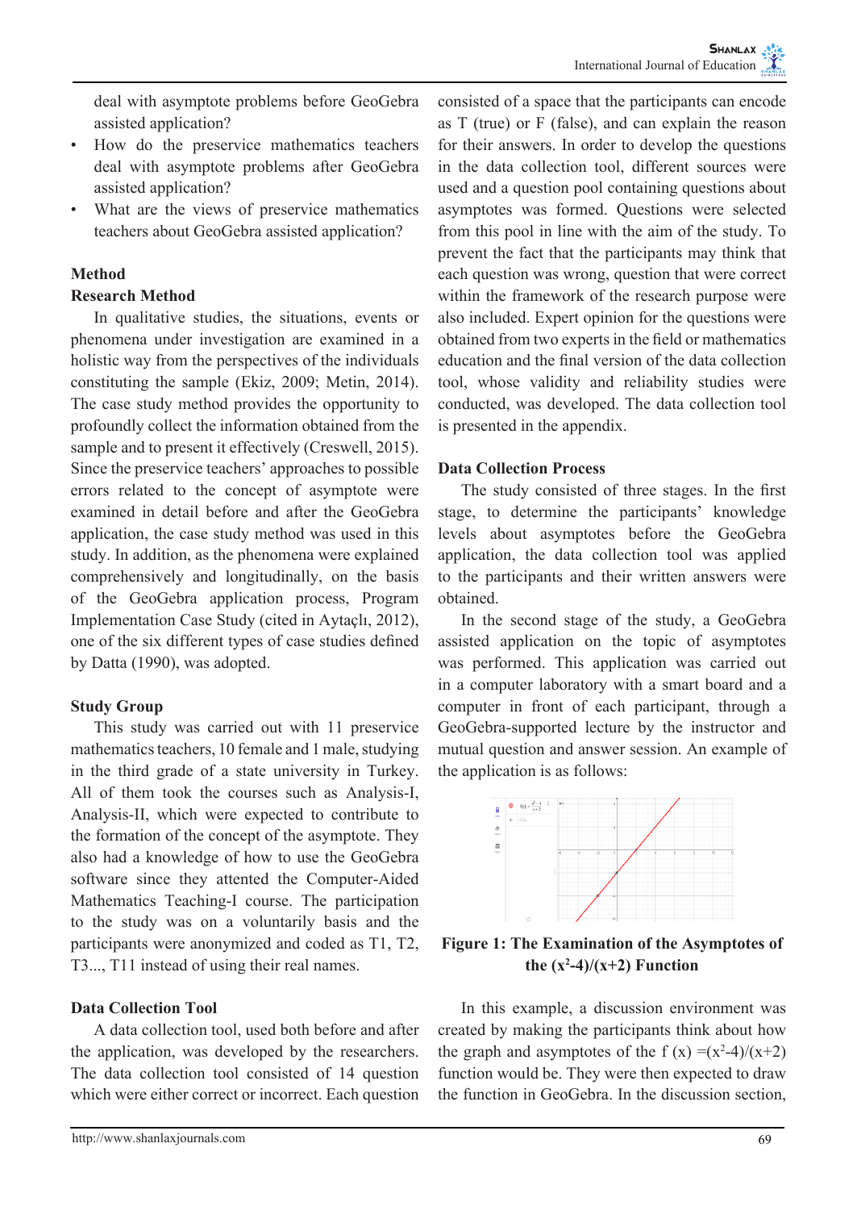deal with asymptote problems before GeoGebra assisted application?

- How do the preservice mathematics teachers deal with asymptote problems after GeoGebra assisted application?
- What are the views of preservice mathematics teachers about GeoGebra assisted application?

## Method

### Research Method

In qualitative studies, the situations, events or phenomena under investigation are examined in a holistic way from the perspectives of the individuals constituting the sample (Ekiz, 2009; Metin, 2014). The case study method provides the opportunity to profoundly collect the information obtained from the sample and to present it effectively (Creswell, 2015). Since the preservice teachers' approaches to possible errors related to the concept of asymptote were examined in detail before and after the GeoGebra application, the case study method was used in this study. In addition, as the phenomena were explained comprehensively and longitudinally, on the basis of the GeoGebra application process, Program Implementation Case Study (cited in Aytaçlı, 2012), one of the six different types of case studies defined by Datta (1990), was adopted.

### Study Group

This study was carried out with 11 preservice mathematics teachers, 10 female and 1 male, studying in the third grade of a state university in Turkey. All of them took the courses such as Analysis-I, Analysis-II, which were expected to contribute to the formation of the concept of the asymptote. They also had a knowledge of how to use the GeoGebra software since they attented the Computer-Aided Mathematics Teaching-I course. The participation to the study was on a voluntarily basis and the participants were anonymized and coded as T1, T2, T3..., T11 instead of using their real names.

### Data Collection Tool

A data collection tool, used both before and after the application, was developed by the researchers. The data collection tool consisted of 14 question which were either correct or incorrect. Each question consisted of a space that the participants can encode as T (true) or F (false), and can explain the reason for their answers. In order to develop the questions in the data collection tool, different sources were used and a question pool containing questions about asymptotes was formed. Questions were selected from this pool in line with the aim of the study. To prevent the fact that the participants may think that each question was wrong, question that were correct within the framework of the research purpose were also included. Expert opinion for the questions were obtained from two experts in the field or mathematics education and the final version of the data collection tool, whose validity and reliability studies were conducted, was developed. The data collection tool is presented in the appendix.

### Data Collection Process

The study consisted of three stages. In the first stage, to determine the participants' knowledge levels about asymptotes before the GeoGebra application, the data collection tool was applied to the participants and their written answers were obtained.

In the second stage of the study, a GeoGebra assisted application on the topic of asymptotes was performed. This application was carried out in a computer laboratory with a smart board and a computer in front of each participant, through a GeoGebra-supported lecture by the instructor and mutual question and answer session. An example of the application is as follows:

**Figure 1: The Examination of the Asymptotes of the $(x^2-4)/(x+2)$ Function**

In this example, a discussion environment was created by making the participants think about how the graph and asymptotes of the $f(x) = (x^2-4)/(x+2)$ function would be. They were then expected to draw the function in GeoGebra. In the discussion section,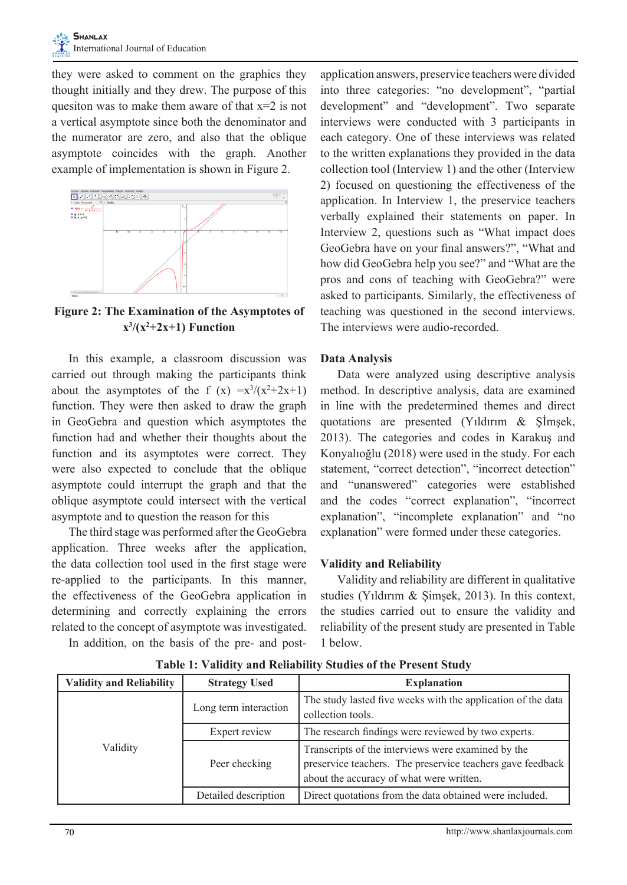they were asked to comment on the graphics they thought initially and they drew. The purpose of this quesiton was to make them aware of that x=2 is not a vertical asymptote since both the denominator and the numerator are zero, and also that the oblique asymptote coincides with the graph. Another example of implementation is shown in Figure 2.

**Figure 2: The Examination of the Asymptotes of $x^3/(x^2+2x+1)$ Function**

In this example, a classroom discussion was carried out through making the participants think about the asymptotes of the $f(x) = x^3/(x^2+2x+1)$ function. They were then asked to draw the graph in GeoGebra and question which asymptotes the function had and whether their thoughts about the function and its asymptotes were correct. They were also expected to conclude that the oblique asymptote could interrupt the graph and that the oblique asymptote could intersect with the vertical asymptote and to question the reason for this

The third stage was performed after the GeoGebra application. Three weeks after the application, the data collection tool used in the first stage were re-applied to the participants. In this manner, the effectiveness of the GeoGebra application in determining and correctly explaining the errors related to the concept of asymptote was investigated.

In addition, on the basis of the pre- and post-application answers, preservice teachers were divided into three categories: "no development", "partial development" and "development". Two separate interviews were conducted with 3 participants in each category. One of these interviews was related to the written explanations they provided in the data collection tool (Interview 1) and the other (Interview 2) focused on questioning the effectiveness of the application. In Interview 1, the preservice teachers verbally explained their statements on paper. In Interview 2, questions such as "What impact does GeoGebra have on your final answers?", "What and how did GeoGebra help you see?" and "What are the pros and cons of teaching with GeoGebra?" were asked to participants. Similarly, the effectiveness of teaching was questioned in the second interviews. The interviews were audio-recorded.

## Data Analysis

Data were analyzed using descriptive analysis method. In descriptive analysis, data are examined in line with the predetermined themes and direct quotations are presented (Yıldırım & Şİmşek, 2013). The categories and codes in Karakuş and Konyalıoğlu (2018) were used in the study. For each statement, "correct detection", "incorrect detection" and "unanswered" categories were established and the codes "correct explanation", "incorrect explanation", "incomplete explanation" and "no explanation" were formed under these categories.

## Validity and Reliability

Validity and reliability are different in qualitative studies (Yıldırım & Şimşek, 2013). In this context, the studies carried out to ensure the validity and reliability of the present study are presented in Table 1 below.

**Table 1: Validity and Reliability Studies of the Present Study**

| Validity and Reliability | Strategy Used | Explanation |
|---|---|---|
| Validity | Long term interaction | The study lasted five weeks with the application of the data collection tools. |
| | Expert review | The research findings were reviewed by two experts. |
| | Peer checking | Transcripts of the interviews were examined by the preservice teachers. The preservice teachers gave feedback about the accuracy of what were written. |
| | Detailed description | Direct quotations from the data obtained were included. |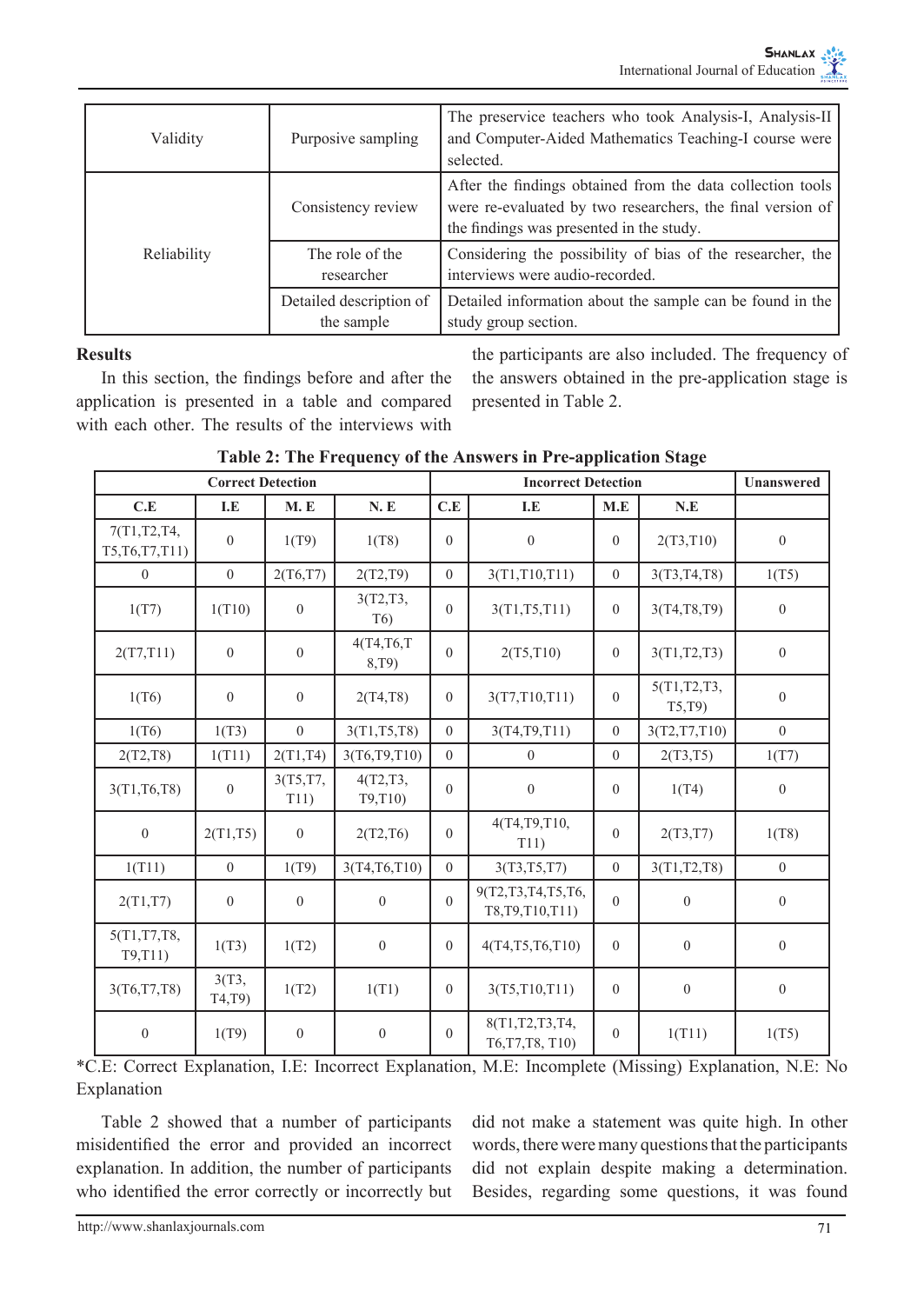| Validity | Purposive sampling | The preservice teachers who took Analysis-I, Analysis-II and Computer-Aided Mathematics Teaching-I course were selected. |
|---|---|---|
| Reliability | Consistency review | After the findings obtained from the data collection tools were re-evaluated by two researchers, the final version of the findings was presented in the study. |
| | The role of the researcher | Considering the possibility of bias of the researcher, the interviews were audio-recorded. |
| | Detailed description of the sample | Detailed information about the sample can be found in the study group section. |

## Results

In this section, the findings before and after the application is presented in a table and compared with each other. The results of the interviews with the participants are also included. The frequency of the answers obtained in the pre-application stage is presented in Table 2.

**Table 2: The Frequency of the Answers in Pre-application Stage**

| Correct Detection | | | | Incorrect Detection | | | | Unanswered |
|---|---|---|---|---|---|---|---|---|
| C.E | I.E | M. E | N. E | C.E | I.E | M.E | N.E | |
| 7(T1,T2,T4, T5,T6,T7,T11) | 0 | 1(T9) | 1(T8) | 0 | 0 | 0 | 2(T3,T10) | 0 |
| 0 | 0 | 2(T6,T7) | 2(T2,T9) | 0 | 3(T1,T10,T11) | 0 | 3(T3,T4,T8) | 1(T5) |
| 1(T7) | 1(T10) | 0 | 3(T2,T3, T6) | 0 | 3(T1,T5,T11) | 0 | 3(T4,T8,T9) | 0 |
| 2(T7,T11) | 0 | 0 | 4(T4,T6,T 8,T9) | 0 | 2(T5,T10) | 0 | 3(T1,T2,T3) | 0 |
| 1(T6) | 0 | 0 | 2(T4,T8) | 0 | 3(T7,T10,T11) | 0 | 5(T1,T2,T3, T5,T9) | 0 |
| 1(T6) | 1(T3) | 0 | 3(T1,T5,T8) | 0 | 3(T4,T9,T11) | 0 | 3(T2,T7,T10) | 0 |
| 2(T2,T8) | 1(T11) | 2(T1,T4) | 3(T6,T9,T10) | 0 | 0 | 0 | 2(T3,T5) | 1(T7) |
| 3(T1,T6,T8) | 0 | 3(T5,T7, T11) | 4(T2,T3, T9,T10) | 0 | 0 | 0 | 1(T4) | 0 |
| 0 | 2(T1,T5) | 0 | 2(T2,T6) | 0 | 4(T4,T9,T10, T11) | 0 | 2(T3,T7) | 1(T8) |
| 1(T11) | 0 | 1(T9) | 3(T4,T6,T10) | 0 | 3(T3,T5,T7) | 0 | 3(T1,T2,T8) | 0 |
| 2(T1,T7) | 0 | 0 | 0 | 0 | 9(T2,T3,T4,T5,T6, T8,T9,T10,T11) | 0 | 0 | 0 |
| 5(T1,T7,T8, T9,T11) | 1(T3) | 1(T2) | 0 | 0 | 4(T4,T5,T6,T10) | 0 | 0 | 0 |
| 3(T6,T7,T8) | 3(T3, T4,T9) | 1(T2) | 1(T1) | 0 | 3(T5,T10,T11) | 0 | 0 | 0 |
| 0 | 1(T9) | 0 | 0 | 0 | 8(T1,T2,T3,T4, T6,T7,T8, T10) | 0 | 1(T11) | 1(T5) |

*C.E: Correct Explanation, I.E: Incorrect Explanation, M.E: Incomplete (Missing) Explanation, N.E: No Explanation

Table 2 showed that a number of participants misidentified the error and provided an incorrect explanation. In addition, the number of participants who identified the error correctly or incorrectly but did not make a statement was quite high. In other words, there were many questions that the participants did not explain despite making a determination. Besides, regarding some questions, it was found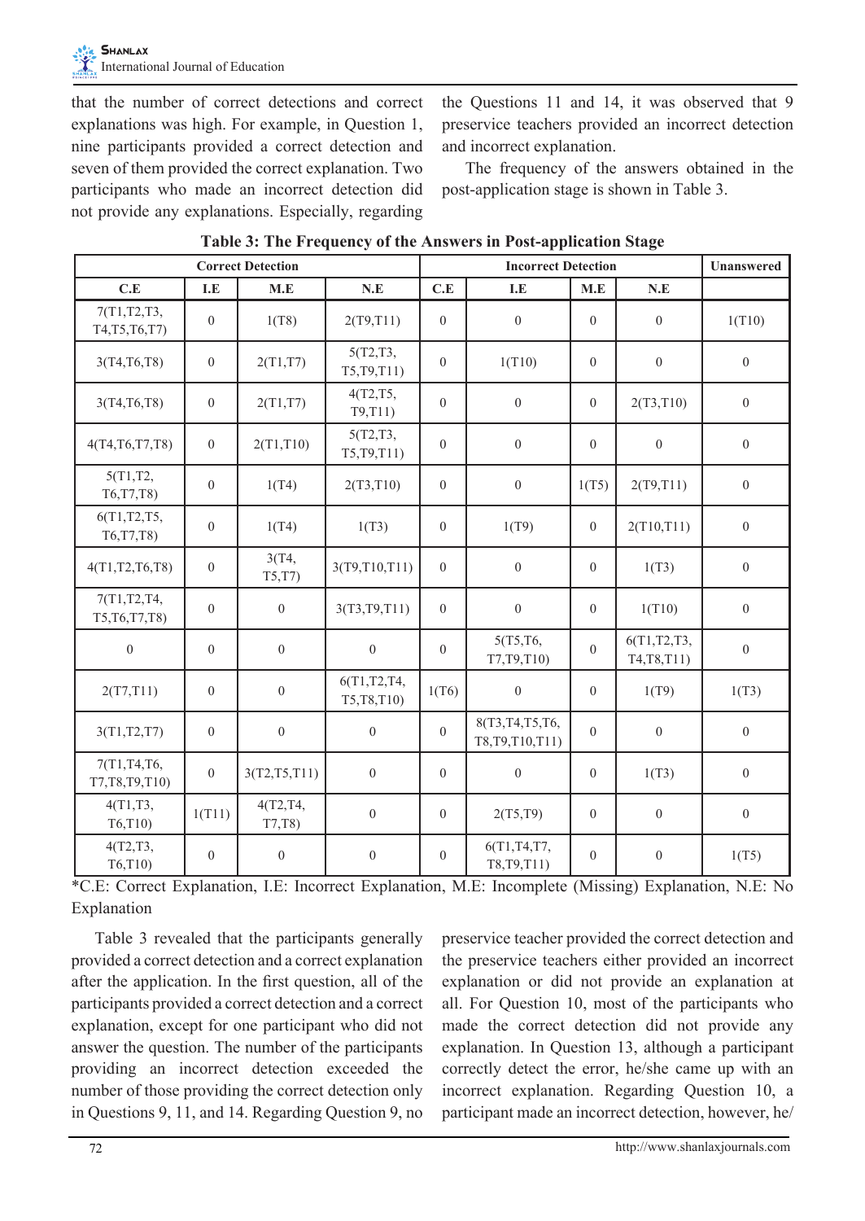that the number of correct detections and correct explanations was high. For example, in Question 1, nine participants provided a correct detection and seven of them provided the correct explanation. Two participants who made an incorrect detection did not provide any explanations. Especially, regarding the Questions 11 and 14, it was observed that 9 preservice teachers provided an incorrect detection and incorrect explanation.

The frequency of the answers obtained in the post-application stage is shown in Table 3.

**Table 3: The Frequency of the Answers in Post-application Stage**

| Correct Detection | | | | Incorrect Detection | | | | Unanswered |
|---|---|---|---|---|---|---|---|---|
| C.E | I.E | M.E | N.E | C.E | I.E | M.E | N.E | |
| 7(T1,T2,T3, T4,T5,T6,T7) | 0 | 1(T8) | 2(T9,T11) | 0 | 0 | 0 | 0 | 1(T10) |
| 3(T4,T6,T8) | 0 | 2(T1,T7) | 5(T2,T3, T5,T9,T11) | 0 | 1(T10) | 0 | 0 | 0 |
| 3(T4,T6,T8) | 0 | 2(T1,T7) | 4(T2,T5, T9,T11) | 0 | 0 | 0 | 2(T3,T10) | 0 |
| 4(T4,T6,T7,T8) | 0 | 2(T1,T10) | 5(T2,T3, T5,T9,T11) | 0 | 0 | 0 | 0 | 0 |
| 5(T1,T2, T6,T7,T8) | 0 | 1(T4) | 2(T3,T10) | 0 | 0 | 1(T5) | 2(T9,T11) | 0 |
| 6(T1,T2,T5, T6,T7,T8) | 0 | 1(T4) | 1(T3) | 0 | 1(T9) | 0 | 2(T10,T11) | 0 |
| 4(T1,T2,T6,T8) | 0 | 3(T4, T5,T7) | 3(T9,T10,T11) | 0 | 0 | 0 | 1(T3) | 0 |
| 7(T1,T2,T4, T5,T6,T7,T8) | 0 | 0 | 3(T3,T9,T11) | 0 | 0 | 0 | 1(T10) | 0 |
| 0 | 0 | 0 | 0 | 0 | 5(T5,T6, T7,T9,T10) | 0 | 6(T1,T2,T3, T4,T8,T11) | 0 |
| 2(T7,T11) | 0 | 0 | 6(T1,T2,T4, T5,T8,T10) | 1(T6) | 0 | 0 | 1(T9) | 1(T3) |
| 3(T1,T2,T7) | 0 | 0 | 0 | 0 | 8(T3,T4,T5,T6, T8,T9,T10,T11) | 0 | 0 | 0 |
| 7(T1,T4,T6, T7,T8,T9,T10) | 0 | 3(T2,T5,T11) | 0 | 0 | 0 | 0 | 1(T3) | 0 |
| 4(T1,T3, T6,T10) | 1(T11) | 4(T2,T4, T7,T8) | 0 | 0 | 2(T5,T9) | 0 | 0 | 0 |
| 4(T2,T3, T6,T10) | 0 | 0 | 0 | 0 | 6(T1,T4,T7, T8,T9,T11) | 0 | 0 | 1(T5) |

*C.E: Correct Explanation, I.E: Incorrect Explanation, M.E: Incomplete (Missing) Explanation, N.E: No Explanation

Table 3 revealed that the participants generally provided a correct detection and a correct explanation after the application. In the first question, all of the participants provided a correct detection and a correct explanation, except for one participant who did not answer the question. The number of the participants providing an incorrect detection exceeded the number of those providing the correct detection only in Questions 9, 11, and 14. Regarding Question 9, no preservice teacher provided the correct detection and the preservice teachers either provided an incorrect explanation or did not provide an explanation at all. For Question 10, most of the participants who made the correct detection did not provide any explanation. In Question 13, although a participant correctly detect the error, he/she came up with an incorrect explanation. Regarding Question 10, a participant made an incorrect detection, however, he/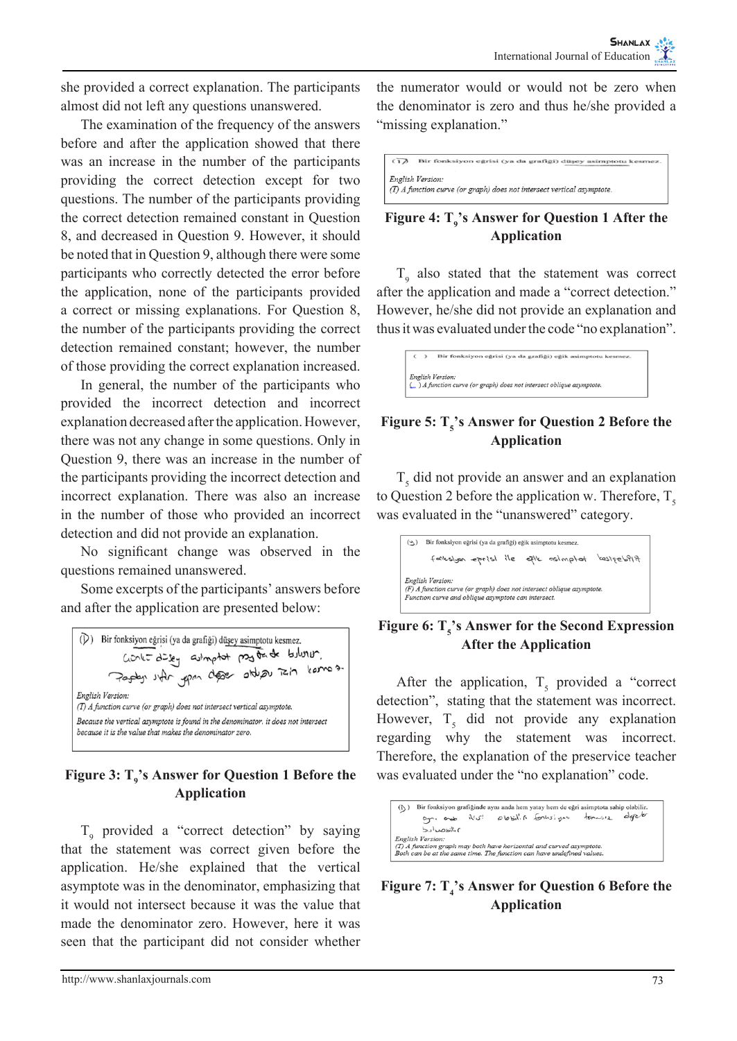she provided a correct explanation. The participants almost did not left any questions unanswered.

The examination of the frequency of the answers before and after the application showed that there was an increase in the number of the participants providing the correct detection except for two questions. The number of the participants providing the correct detection remained constant in Question 8, and decreased in Question 9. However, it should be noted that in Question 9, although there were some participants who correctly detected the error before the application, none of the participants provided a correct or missing explanations. For Question 8, the number of the participants providing the correct detection remained constant; however, the number of those providing the correct explanation increased.

In general, the number of the participants who provided the incorrect detection and incorrect explanation decreased after the application. However, there was not any change in some questions. Only in Question 9, there was an increase in the number of the participants providing the incorrect detection and incorrect explanation. There was also an increase in the number of those who provided an incorrect detection and did not provide an explanation.

No significant change was observed in the questions remained unanswered.

Some excerpts of the participants' answers before and after the application are presented below:

(D) Bir fonksiyon eğrisi (ya da grafiği) düşey asimptotu kesmez.

*English Version:*
*(T) A function curve (or graph) does not intersect vertical asymptote.*
*Because the vertical asymptote is found in the denominator. it does not intersect because it is the value that makes the denominator zero.*

**Figure 3: $T_9$'s Answer for Question 1 Before the Application**

$T_9$ provided a "correct detection" by saying that the statement was correct given before the application. He/she explained that the vertical asymptote was in the denominator, emphasizing that it would not intersect because it was the value that made the denominator zero. However, here it was seen that the participant did not consider whether the numerator would or would not be zero when the denominator is zero and thus he/she provided a "missing explanation."

(D) Bir fonksiyon eğrisi (ya da grafiği) düşey asimptotu kesmez.

*English Version:*
*(T) A function curve (or graph) does not intersect vertical asymptote.*

**Figure 4: $T_9$'s Answer for Question 1 After the Application**

$T_9$ also stated that the statement was correct after the application and made a "correct detection." However, he/she did not provide an explanation and thus it was evaluated under the code "no explanation".

( ) Bir fonksiyon eğrisi (ya da grafiği) eğik asimptotu kesmez.

*English Version:*
*( ) A function curve (or graph) does not intersect oblique asymptote.*

**Figure 5: $T_5$'s Answer for Question 2 Before the Application**

$T_5$ did not provide an answer and an explanation to Question 2 before the application w. Therefore, $T_5$ was evaluated in the "unanswered" category.

(Y) Bir fonksiyon eğrisi (ya da grafiği) eğik asimptotu kesmez.

*English Version:*
*(F) A function curve (or graph) does not intersect oblique asymptote.*
*Function curve and oblique asymptote can intersect.*

**Figure 6: $T_5$'s Answer for the Second Expression After the Application**

After the application, $T_5$ provided a "correct detection", stating that the statement was incorrect. However, $T_5$ did not provide any explanation regarding why the statement was incorrect. Therefore, the explanation of the preservice teacher was evaluated under the "no explanation" code.

(D) Bir fonksiyon grafiğinde aynı anda hem yatay hem de eğri asimptota sahip olabilir.

*English Version:*
*(T) A function graph may both have horizontal and curved asymptote.*
*Both can be at the same time. The function can have undefined values.*

**Figure 7: $T_4$'s Answer for Question 6 Before the Application**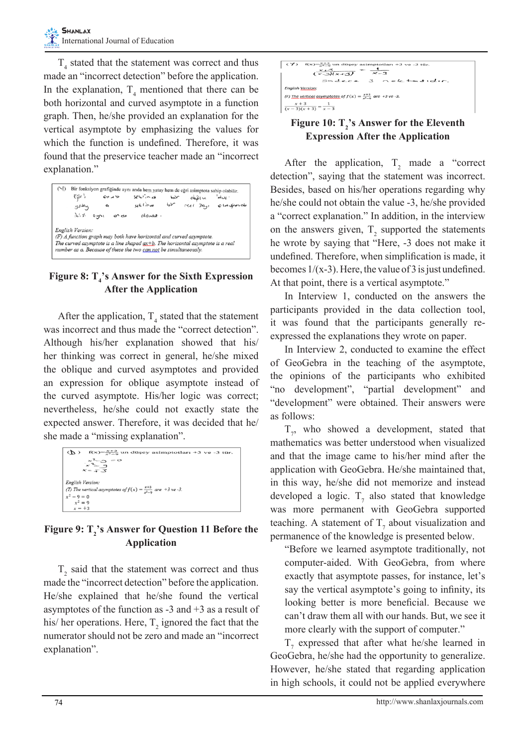$T_4$ stated that the statement was correct and thus made an "incorrect detection" before the application. In the explanation, $T_4$ mentioned that there can be both horizontal and curved asymptote in a function graph. Then, he/she provided an explanation for the vertical asymptote by emphasizing the values for which the function is undefined. Therefore, it was found that the preservice teacher made an "incorrect explanation."

(N) Bir fonksiyon grafiğinde aynı anda hem yatay hem de eğri asimptota sahip olabilir.

English Version:
(F) A function graph may both have horizontal and curved asymptote.
The curved asymptote is a line shaped ax+b. The horizontal asymptote is a real number as a. Because of these the two can not be simultaneously.

**Figure 8: $T_4$'s Answer for the Sixth Expression After the Application**

After the application, $T_4$ stated that the statement was incorrect and thus made the "correct detection". Although his/her explanation showed that his/her thinking was correct in general, he/she mixed the oblique and curved asymptotes and provided an expression for oblique asymptote instead of the curved asymptote. His/her logic was correct; nevertheless, he/she could not exactly state the expected answer. Therefore, it was decided that he/she made a "missing explanation".

(D) $f(x)=\frac{x+3}{x^2-9}$ un düşey asimptotları +3 ve -3 tür.

English Version:
(T) The vertical asymptotes of $f(x)=\frac{x+3}{x^2-9}$ are +3 ve -3.

$x^2-9=0$
$x^2=9$
$x=\mp3$

**Figure 9: $T_2$'s Answer for Question 11 Before the Application**

$T_2$ said that the statement was correct and thus made the "incorrect detection" before the application. He/She explained that he/she found the vertical asymptotes of the function as -3 and +3 as a result of his/ her operations. Here, $T_2$ ignored the fact that the numerator should not be zero and made an "incorrect explanation".

(Y) $f(x)=\frac{x+3}{x^2-9}$ un düşey asimptotları +3 ve -3 tür.

English Version:
(F) The vertical asymptotes of $f(x)=\frac{x+3}{x^2-9}$ are +3 ve -3.

$\frac{x+3}{(x-3)(x+3)}=\frac{1}{x-3}$

Sadece 3 noktasıdır.

**Figure 10: $T_2$'s Answer for the Eleventh Expression After the Application**

After the application, $T_2$ made a "correct detection", saying that the statement was incorrect. Besides, based on his/her operations regarding why he/she could not obtain the value -3, he/she provided a "correct explanation." In addition, in the interview on the answers given, $T_2$ supported the statements he wrote by saying that "Here, -3 does not make it undefined. Therefore, when simplification is made, it becomes 1/(x-3). Here, the value of 3 is just undefined. At that point, there is a vertical asymptote."

In Interview 1, conducted on the answers the participants provided in the data collection tool, it was found that the participants generally re-expressed the explanations they wrote on paper.

In Interview 2, conducted to examine the effect of GeoGebra in the teaching of the asymptote, the opinions of the participants who exhibited "no development", "partial development" and "development" were obtained. Their answers were as follows:

$T_7$, who showed a development, stated that mathematics was better understood when visualized and that the image came to his/her mind after the application with GeoGebra. He/She maintained that, in this way, he/she did not memorize and instead developed a logic. $T_7$ also stated that knowledge was more permanent with GeoGebra supported teaching. A statement of $T_7$ about visualization and permanence of the knowledge is presented below.

> "Before we learned asymptote traditionally, not computer-aided. With GeoGebra, from where exactly that asymptote passes, for instance, let's say the vertical asymptote's going to infinity, its looking better is more beneficial. Because we can't draw them all with our hands. But, we see it more clearly with the support of computer."

$T_7$ expressed that after what he/she learned in GeoGebra, he/she had the opportunity to generalize. However, he/she stated that regarding application in high schools, it could not be applied everywhere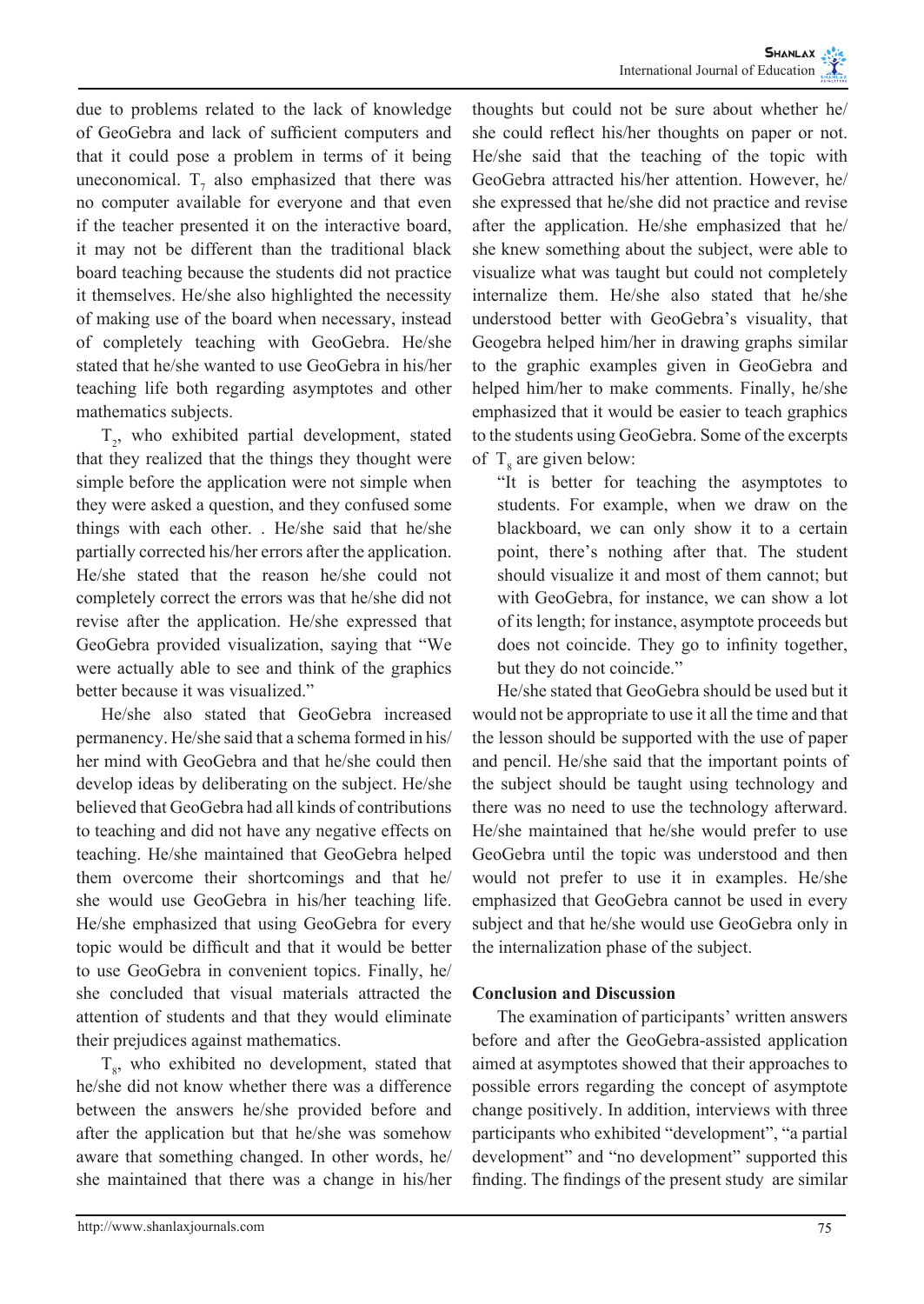due to problems related to the lack of knowledge of GeoGebra and lack of sufficient computers and that it could pose a problem in terms of it being uneconomical. $T_7$ also emphasized that there was no computer available for everyone and that even if the teacher presented it on the interactive board, it may not be different than the traditional black board teaching because the students did not practice it themselves. He/she also highlighted the necessity of making use of the board when necessary, instead of completely teaching with GeoGebra. He/she stated that he/she wanted to use GeoGebra in his/her teaching life both regarding asymptotes and other mathematics subjects.

$T_2$, who exhibited partial development, stated that they realized that the things they thought were simple before the application were not simple when they were asked a question, and they confused some things with each other. . He/she said that he/she partially corrected his/her errors after the application. He/she stated that the reason he/she could not completely correct the errors was that he/she did not revise after the application. He/she expressed that GeoGebra provided visualization, saying that "We were actually able to see and think of the graphics better because it was visualized."

He/she also stated that GeoGebra increased permanency. He/she said that a schema formed in his/her mind with GeoGebra and that he/she could then develop ideas by deliberating on the subject. He/she believed that GeoGebra had all kinds of contributions to teaching and did not have any negative effects on teaching. He/she maintained that GeoGebra helped them overcome their shortcomings and that he/she would use GeoGebra in his/her teaching life. He/she emphasized that using GeoGebra for every topic would be difficult and that it would be better to use GeoGebra in convenient topics. Finally, he/she concluded that visual materials attracted the attention of students and that they would eliminate their prejudices against mathematics.

$T_8$, who exhibited no development, stated that he/she did not know whether there was a difference between the answers he/she provided before and after the application but that he/she was somehow aware that something changed. In other words, he/she maintained that there was a change in his/her thoughts but could not be sure about whether he/she could reflect his/her thoughts on paper or not. He/she said that the teaching of the topic with GeoGebra attracted his/her attention. However, he/she expressed that he/she did not practice and revise after the application. He/she emphasized that he/she knew something about the subject, were able to visualize what was taught but could not completely internalize them. He/she also stated that he/she understood better with GeoGebra's visuality, that Geogebra helped him/her in drawing graphs similar to the graphic examples given in GeoGebra and helped him/her to make comments. Finally, he/she emphasized that it would be easier to teach graphics to the students using GeoGebra. Some of the excerpts of $T_8$ are given below:

> "It is better for teaching the asymptotes to students. For example, when we draw on the blackboard, we can only show it to a certain point, there's nothing after that. The student should visualize it and most of them cannot; but with GeoGebra, for instance, we can show a lot of its length; for instance, asymptote proceeds but does not coincide. They go to infinity together, but they do not coincide."

He/she stated that GeoGebra should be used but it would not be appropriate to use it all the time and that the lesson should be supported with the use of paper and pencil. He/she said that the important points of the subject should be taught using technology and there was no need to use the technology afterward. He/she maintained that he/she would prefer to use GeoGebra until the topic was understood and then would not prefer to use it in examples. He/she emphasized that GeoGebra cannot be used in every subject and that he/she would use GeoGebra only in the internalization phase of the subject.

## Conclusion and Discussion

The examination of participants' written answers before and after the GeoGebra-assisted application aimed at asymptotes showed that their approaches to possible errors regarding the concept of asymptote change positively. In addition, interviews with three participants who exhibited "development", "a partial development" and "no development" supported this finding. The findings of the present study are similar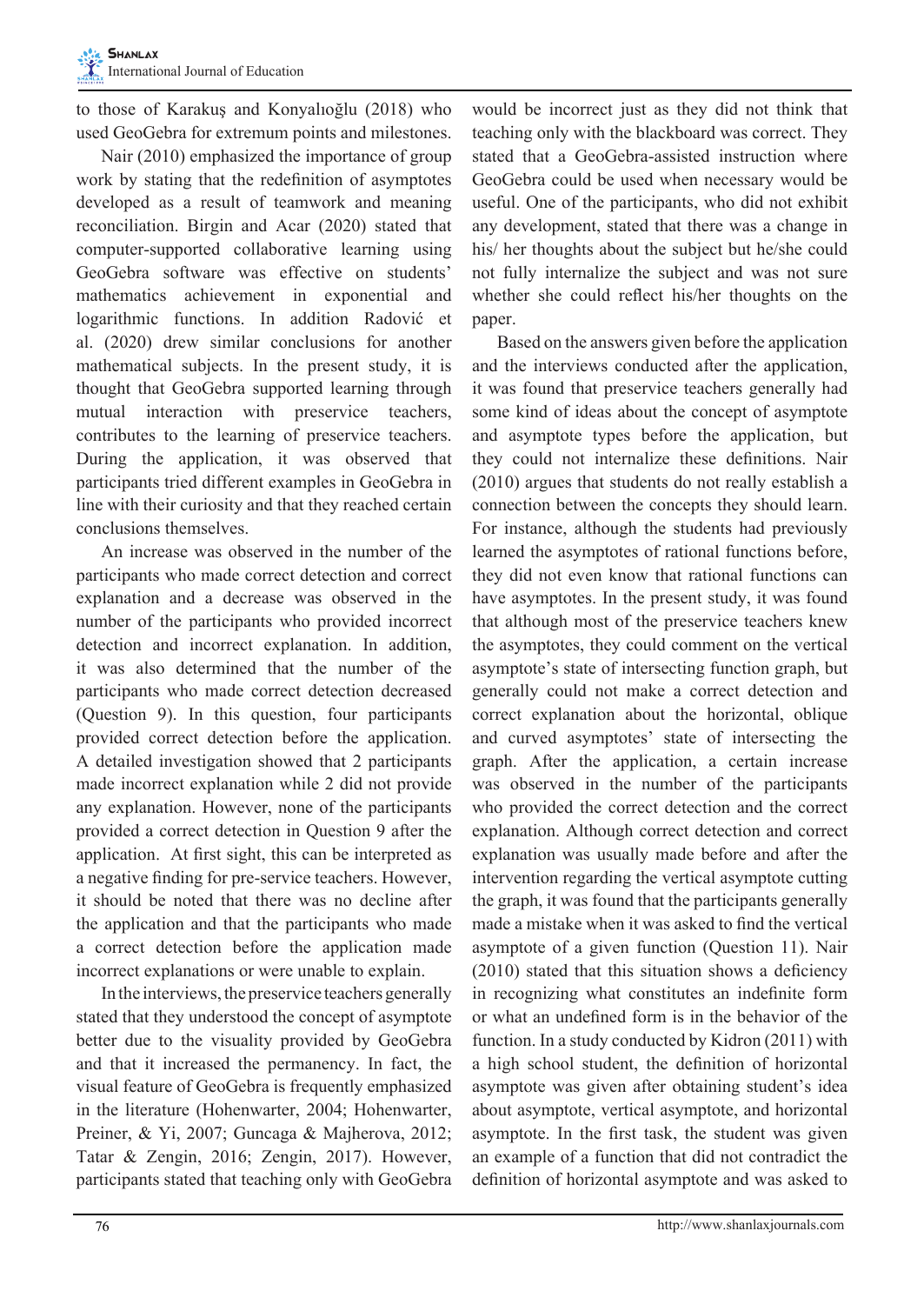to those of Karakuş and Konyalıoğlu (2018) who used GeoGebra for extremum points and milestones.

Nair (2010) emphasized the importance of group work by stating that the redefinition of asymptotes developed as a result of teamwork and meaning reconciliation. Birgin and Acar (2020) stated that computer-supported collaborative learning using GeoGebra software was effective on students' mathematics achievement in exponential and logarithmic functions. In addition Radović et al. (2020) drew similar conclusions for another mathematical subjects. In the present study, it is thought that GeoGebra supported learning through mutual interaction with preservice teachers, contributes to the learning of preservice teachers. During the application, it was observed that participants tried different examples in GeoGebra in line with their curiosity and that they reached certain conclusions themselves.

An increase was observed in the number of the participants who made correct detection and correct explanation and a decrease was observed in the number of the participants who provided incorrect detection and incorrect explanation. In addition, it was also determined that the number of the participants who made correct detection decreased (Question 9). In this question, four participants provided correct detection before the application. A detailed investigation showed that 2 participants made incorrect explanation while 2 did not provide any explanation. However, none of the participants provided a correct detection in Question 9 after the application. At first sight, this can be interpreted as a negative finding for pre-service teachers. However, it should be noted that there was no decline after the application and that the participants who made a correct detection before the application made incorrect explanations or were unable to explain.

In the interviews, the preservice teachers generally stated that they understood the concept of asymptote better due to the visuality provided by GeoGebra and that it increased the permanency. In fact, the visual feature of GeoGebra is frequently emphasized in the literature (Hohenwarter, 2004; Hohenwarter, Preiner, & Yi, 2007; Guncaga & Majherova, 2012; Tatar & Zengin, 2016; Zengin, 2017). However, participants stated that teaching only with GeoGebra would be incorrect just as they did not think that teaching only with the blackboard was correct. They stated that a GeoGebra-assisted instruction where GeoGebra could be used when necessary would be useful. One of the participants, who did not exhibit any development, stated that there was a change in his/ her thoughts about the subject but he/she could not fully internalize the subject and was not sure whether she could reflect his/her thoughts on the paper.

Based on the answers given before the application and the interviews conducted after the application, it was found that preservice teachers generally had some kind of ideas about the concept of asymptote and asymptote types before the application, but they could not internalize these definitions. Nair (2010) argues that students do not really establish a connection between the concepts they should learn. For instance, although the students had previously learned the asymptotes of rational functions before, they did not even know that rational functions can have asymptotes. In the present study, it was found that although most of the preservice teachers knew the asymptotes, they could comment on the vertical asymptote's state of intersecting function graph, but generally could not make a correct detection and correct explanation about the horizontal, oblique and curved asymptotes' state of intersecting the graph. After the application, a certain increase was observed in the number of the participants who provided the correct detection and the correct explanation. Although correct detection and correct explanation was usually made before and after the intervention regarding the vertical asymptote cutting the graph, it was found that the participants generally made a mistake when it was asked to find the vertical asymptote of a given function (Question 11). Nair (2010) stated that this situation shows a deficiency in recognizing what constitutes an indefinite form or what an undefined form is in the behavior of the function. In a study conducted by Kidron (2011) with a high school student, the definition of horizontal asymptote was given after obtaining student's idea about asymptote, vertical asymptote, and horizontal asymptote. In the first task, the student was given an example of a function that did not contradict the definition of horizontal asymptote and was asked to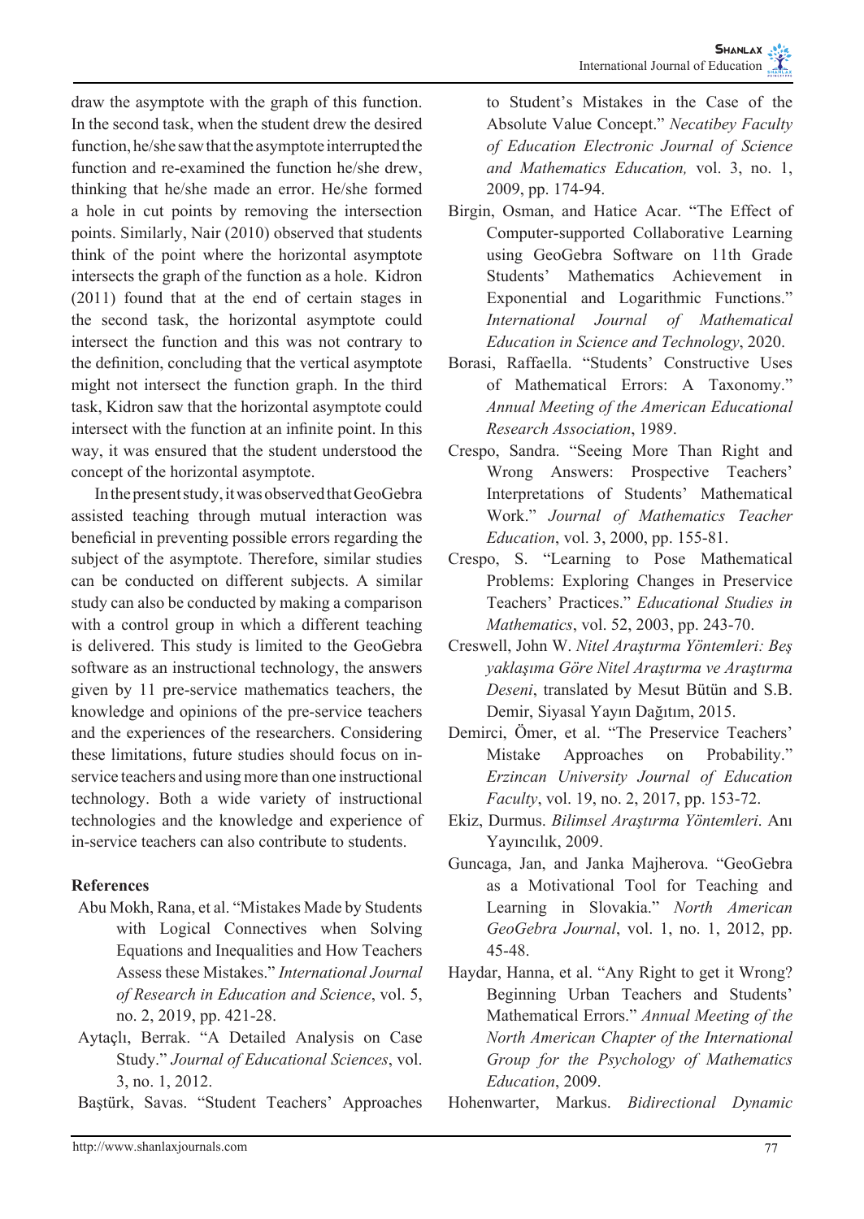draw the asymptote with the graph of this function. In the second task, when the student drew the desired function, he/she saw that the asymptote interrupted the function and re-examined the function he/she drew, thinking that he/she made an error. He/she formed a hole in cut points by removing the intersection points. Similarly, Nair (2010) observed that students think of the point where the horizontal asymptote intersects the graph of the function as a hole. Kidron (2011) found that at the end of certain stages in the second task, the horizontal asymptote could intersect the function and this was not contrary to the definition, concluding that the vertical asymptote might not intersect the function graph. In the third task, Kidron saw that the horizontal asymptote could intersect with the function at an infinite point. In this way, it was ensured that the student understood the concept of the horizontal asymptote.

In the present study, it was observed that GeoGebra assisted teaching through mutual interaction was beneficial in preventing possible errors regarding the subject of the asymptote. Therefore, similar studies can be conducted on different subjects. A similar study can also be conducted by making a comparison with a control group in which a different teaching is delivered. This study is limited to the GeoGebra software as an instructional technology, the answers given by 11 pre-service mathematics teachers, the knowledge and opinions of the pre-service teachers and the experiences of the researchers. Considering these limitations, future studies should focus on in-service teachers and using more than one instructional technology. Both a wide variety of instructional technologies and the knowledge and experience of in-service teachers can also contribute to students.

## References

Abu Mokh, Rana, et al. "Mistakes Made by Students with Logical Connectives when Solving Equations and Inequalities and How Teachers Assess these Mistakes." *International Journal of Research in Education and Science*, vol. 5, no. 2, 2019, pp. 421-28.

Aytaçlı, Berrak. "A Detailed Analysis on Case Study." *Journal of Educational Sciences*, vol. 3, no. 1, 2012.

Baştürk, Savas. "Student Teachers' Approaches to Student's Mistakes in the Case of the Absolute Value Concept." *Necatibey Faculty of Education Electronic Journal of Science and Mathematics Education,* vol. 3, no. 1, 2009, pp. 174-94.

Birgin, Osman, and Hatice Acar. "The Effect of Computer-supported Collaborative Learning using GeoGebra Software on 11th Grade Students' Mathematics Achievement in Exponential and Logarithmic Functions." *International Journal of Mathematical Education in Science and Technology*, 2020.

Borasi, Raffaella. "Students' Constructive Uses of Mathematical Errors: A Taxonomy." *Annual Meeting of the American Educational Research Association*, 1989.

Crespo, Sandra. "Seeing More Than Right and Wrong Answers: Prospective Teachers' Interpretations of Students' Mathematical Work." *Journal of Mathematics Teacher Education*, vol. 3, 2000, pp. 155-81.

Crespo, S. "Learning to Pose Mathematical Problems: Exploring Changes in Preservice Teachers' Practices." *Educational Studies in Mathematics*, vol. 52, 2003, pp. 243-70.

Creswell, John W. *Nitel Araştırma Yöntemleri: Beş yaklaşıma Göre Nitel Araştırma ve Araştırma Deseni*, translated by Mesut Bütün and S.B. Demir, Siyasal Yayın Dağıtım, 2015.

Demirci, Ömer, et al. "The Preservice Teachers' Mistake Approaches on Probability." *Erzincan University Journal of Education Faculty*, vol. 19, no. 2, 2017, pp. 153-72.

Ekiz, Durmus. *Bilimsel Araştırma Yöntemleri*. Anı Yayıncılık, 2009.

Guncaga, Jan, and Janka Majherova. "GeoGebra as a Motivational Tool for Teaching and Learning in Slovakia." *North American GeoGebra Journal*, vol. 1, no. 1, 2012, pp. 45-48.

Haydar, Hanna, et al. "Any Right to get it Wrong? Beginning Urban Teachers and Students' Mathematical Errors." *Annual Meeting of the North American Chapter of the International Group for the Psychology of Mathematics Education*, 2009.

Hohenwarter, Markus. *Bidirectional Dynamic*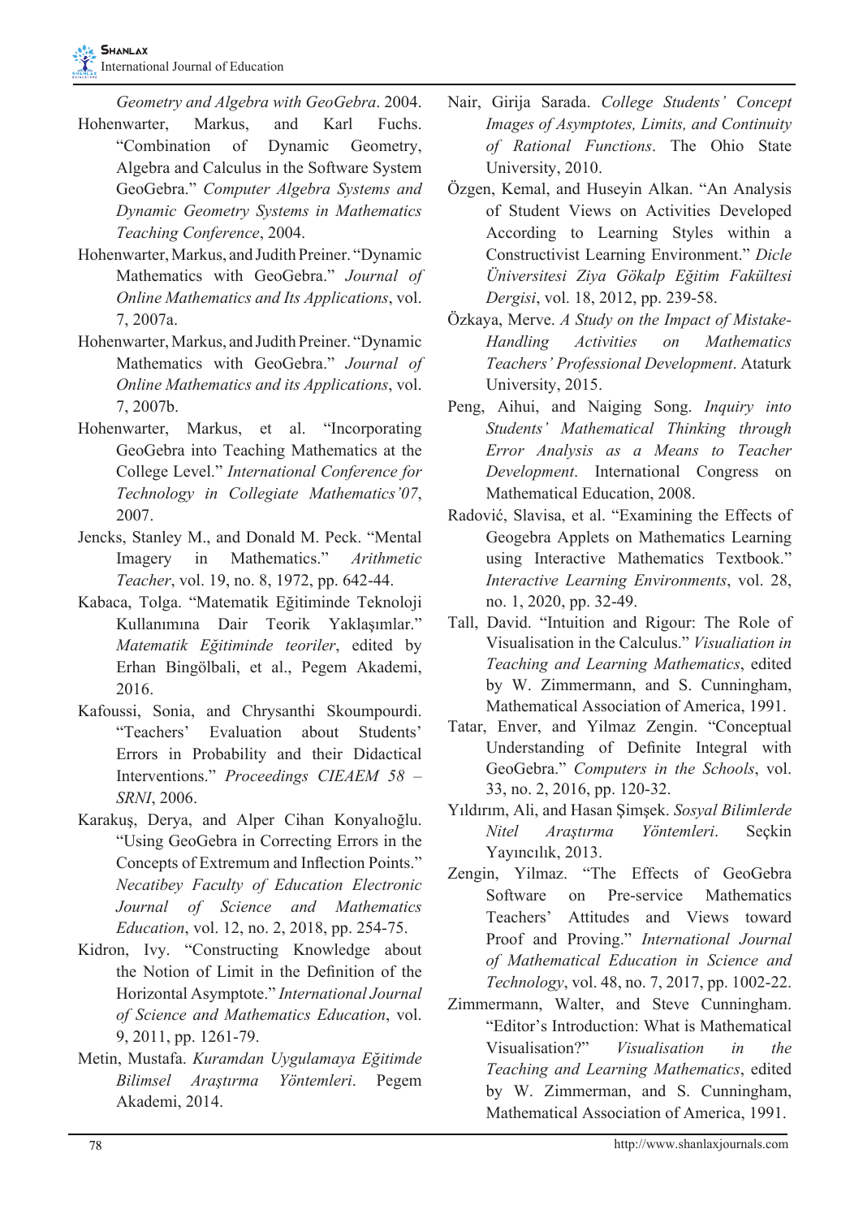*Geometry and Algebra with GeoGebra*. 2004.

Hohenwarter, Markus, and Karl Fuchs. "Combination of Dynamic Geometry, Algebra and Calculus in the Software System GeoGebra." *Computer Algebra Systems and Dynamic Geometry Systems in Mathematics Teaching Conference*, 2004.

Hohenwarter, Markus, and Judith Preiner. "Dynamic Mathematics with GeoGebra." *Journal of Online Mathematics and Its Applications*, vol. 7, 2007a.

Hohenwarter, Markus, and Judith Preiner. "Dynamic Mathematics with GeoGebra." *Journal of Online Mathematics and its Applications*, vol. 7, 2007b.

Hohenwarter, Markus, et al. "Incorporating GeoGebra into Teaching Mathematics at the College Level." *International Conference for Technology in Collegiate Mathematics'07*, 2007.

Jencks, Stanley M., and Donald M. Peck. "Mental Imagery in Mathematics." *Arithmetic Teacher*, vol. 19, no. 8, 1972, pp. 642-44.

Kabaca, Tolga. "Matematik Eğitiminde Teknoloji Kullanımına Dair Teorik Yaklaşımlar." *Matematik Eğitiminde teoriler*, edited by Erhan Bingölbali, et al., Pegem Akademi, 2016.

Kafoussi, Sonia, and Chrysanthi Skoumpourdi. "Teachers' Evaluation about Students' Errors in Probability and their Didactical Interventions." *Proceedings CIEAEM 58 – SRNI*, 2006.

Karakuş, Derya, and Alper Cihan Konyalıoğlu. "Using GeoGebra in Correcting Errors in the Concepts of Extremum and Inflection Points." *Necatibey Faculty of Education Electronic Journal of Science and Mathematics Education*, vol. 12, no. 2, 2018, pp. 254-75.

Kidron, Ivy. "Constructing Knowledge about the Notion of Limit in the Definition of the Horizontal Asymptote." *International Journal of Science and Mathematics Education*, vol. 9, 2011, pp. 1261-79.

Metin, Mustafa. *Kuramdan Uygulamaya Eğitimde Bilimsel Araştırma Yöntemleri*. Pegem Akademi, 2014.

Nair, Girija Sarada. *College Students' Concept Images of Asymptotes, Limits, and Continuity of Rational Functions*. The Ohio State University, 2010.

Özgen, Kemal, and Huseyin Alkan. "An Analysis of Student Views on Activities Developed According to Learning Styles within a Constructivist Learning Environment." *Dicle Üniversitesi Ziya Gökalp Eğitim Fakültesi Dergisi*, vol. 18, 2012, pp. 239-58.

Özkaya, Merve. *A Study on the Impact of Mistake-Handling Activities on Mathematics Teachers' Professional Development*. Ataturk University, 2015.

Peng, Aihui, and Naiging Song. *Inquiry into Students' Mathematical Thinking through Error Analysis as a Means to Teacher Development*. International Congress on Mathematical Education, 2008.

Radović, Slavisa, et al. "Examining the Effects of Geogebra Applets on Mathematics Learning using Interactive Mathematics Textbook." *Interactive Learning Environments*, vol. 28, no. 1, 2020, pp. 32-49.

Tall, David. "Intuition and Rigour: The Role of Visualisation in the Calculus." *Visualiation in Teaching and Learning Mathematics*, edited by W. Zimmermann, and S. Cunningham, Mathematical Association of America, 1991.

Tatar, Enver, and Yilmaz Zengin. "Conceptual Understanding of Definite Integral with GeoGebra." *Computers in the Schools*, vol. 33, no. 2, 2016, pp. 120-32.

Yıldırım, Ali, and Hasan Şimşek. *Sosyal Bilimlerde Nitel Araştırma Yöntemleri*. Seçkin Yayıncılık, 2013.

Zengin, Yilmaz. "The Effects of GeoGebra Software on Pre-service Mathematics Teachers' Attitudes and Views toward Proof and Proving." *International Journal of Mathematical Education in Science and Technology*, vol. 48, no. 7, 2017, pp. 1002-22.

Zimmermann, Walter, and Steve Cunningham. "Editor's Introduction: What is Mathematical Visualisation?" *Visualisation in the Teaching and Learning Mathematics*, edited by W. Zimmerman, and S. Cunningham, Mathematical Association of America, 1991.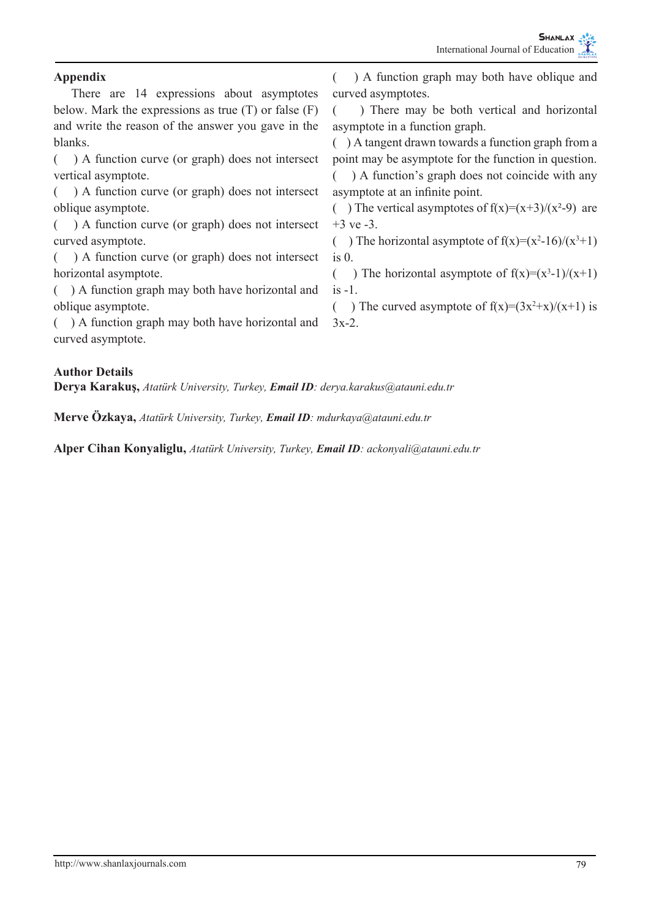### Appendix

There are 14 expressions about asymptotes below. Mark the expressions as true (T) or false (F) and write the reason of the answer you gave in the blanks.

(   ) A function curve (or graph) does not intersect vertical asymptote.

(   ) A function curve (or graph) does not intersect oblique asymptote.

(   ) A function curve (or graph) does not intersect curved asymptote.

(   ) A function curve (or graph) does not intersect horizontal asymptote.

(   ) A function graph may both have horizontal and oblique asymptote.

(   ) A function graph may both have horizontal and curved asymptote.

(   ) A function graph may both have oblique and curved asymptotes.

(   ) There may be both vertical and horizontal asymptote in a function graph.

(   ) A tangent drawn towards a function graph from a point may be asymptote for the function in question.

(   ) A function's graph does not coincide with any asymptote at an infinite point.

(   ) The vertical asymptotes of $f(x)=(x+3)/(x^2-9)$ are +3 ve -3.

(   ) The horizontal asymptote of $f(x)=(x^2-16)/(x^3+1)$ is 0.

(   ) The horizontal asymptote of $f(x)=(x^3-1)/(x+1)$ is -1.

(   ) The curved asymptote of $f(x)=(3x^2+x)/(x+1)$ is 3x-2.

### Author Details

**Derya Karakuş,** *Atatürk University, Turkey,* ***Email ID****: derya.karakus@atauni.edu.tr*

**Merve Özkaya,** *Atatürk University, Turkey,* ***Email ID****: mdurkaya@atauni.edu.tr*

**Alper Cihan Konyaliglu,** *Atatürk University, Turkey,* ***Email ID****: ackonyali@atauni.edu.tr*